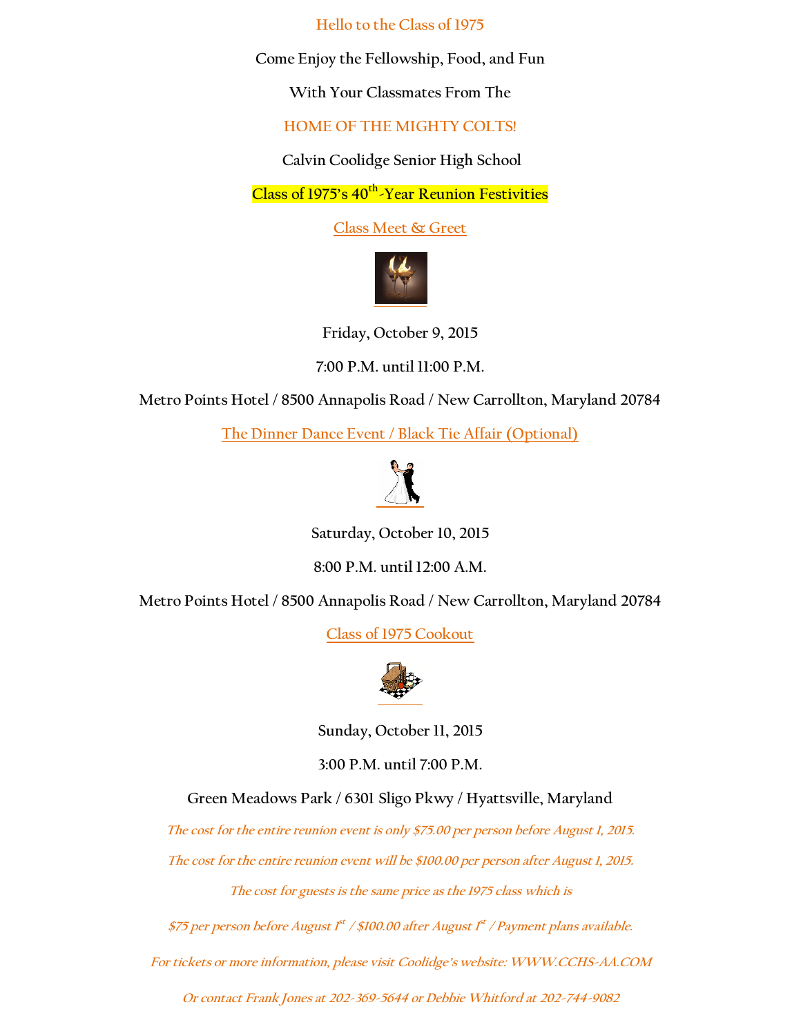Hello to the Class of 1975

Come Enjoy the Fellowship, Food, and Fun

With Your Classmates From The

HOME OF THE MIGHTY COLTS!

Calvin Coolidge Senior High School

**Class of 1975's 40th-Year Reunion Festivities**

## Class Meet & Greet

Friday, October 9, 2015

7:00 P.M. until 11:00 P.M.

Metro Points Hotel / 8500 Annapolis Road / New Carrollton, Maryland 20784

## The Dinner Dance Event / Black Tie Affair (Optional)

Saturday, October 10, 2015

8:00 P.M. until 12:00 A.M.

Metro Points Hotel / 8500 Annapolis Road / New Carrollton, Maryland 20784

## Class of 1975 Cookout

Sunday, October 11, 2015

3:00 P.M. until 7:00 P.M.

Green Meadows Park / 6301 Sligo Pkwy / Hyattsville, Maryland

*The cost for the entire reunion event is only $75.00 per person before August 1, 2015.*

*The cost for the entire reunion event will be $100.00 per person after August 1, 2015.*

*The cost for guests is the same price as the 1975 class which is*

*$75 per person before August 1st / $100.00 after August 1st / Payment plans available.*

*For tickets or more information, please visit Coolidge's website: WWW.CCHS-AA.COM*

*Or contact Frank Jones at 202-369-5644 or Debbie Whitford at 202-744-9082*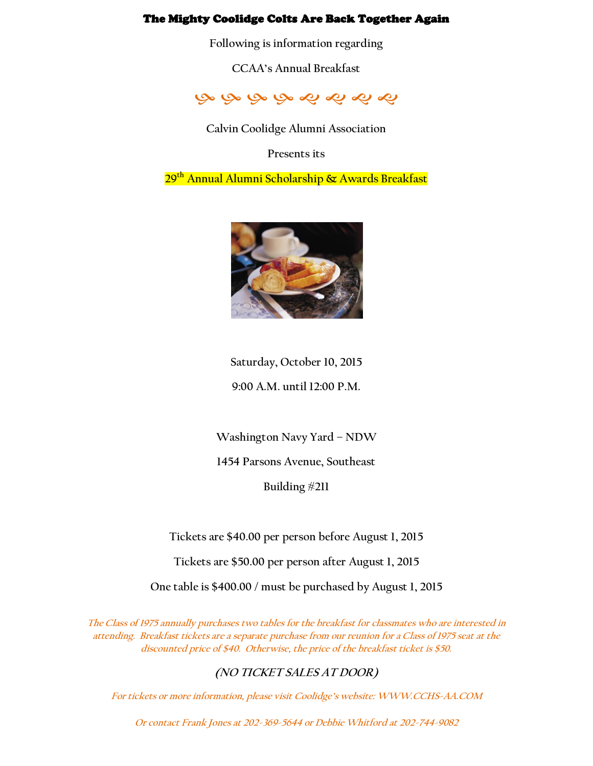**The Mighty Coolidge Colts Are Back Together Again**

Following is information regarding

CCAA's Annual Breakfast

Calvin Coolidge Alumni Association

Presents its

29th Annual Alumni Scholarship & Awards Breakfast

Saturday, October 10, 2015

9:00 A.M. until 12:00 P.M.

Washington Navy Yard – NDW

1454 Parsons Avenue, Southeast

Building #211

Tickets are $40.00 per person before August 1, 2015

Tickets are $50.00 per person after August 1, 2015

One table is $400.00 / must be purchased by August 1, 2015

*The Class of 1975 annually purchases two tables for the breakfast for classmates who are interested in attending. Breakfast tickets are a separate purchase from our reunion for a Class of 1975 seat at the discounted price of $40. Otherwise, the price of the breakfast ticket is $50.*

***(NO TICKET SALES AT DOOR)***

*For tickets or more information, please visit Coolidge's website: WWW.CCHS-AA.COM*

*Or contact Frank Jones at 202-369-5644 or Debbie Whitford at 202-744-9082*